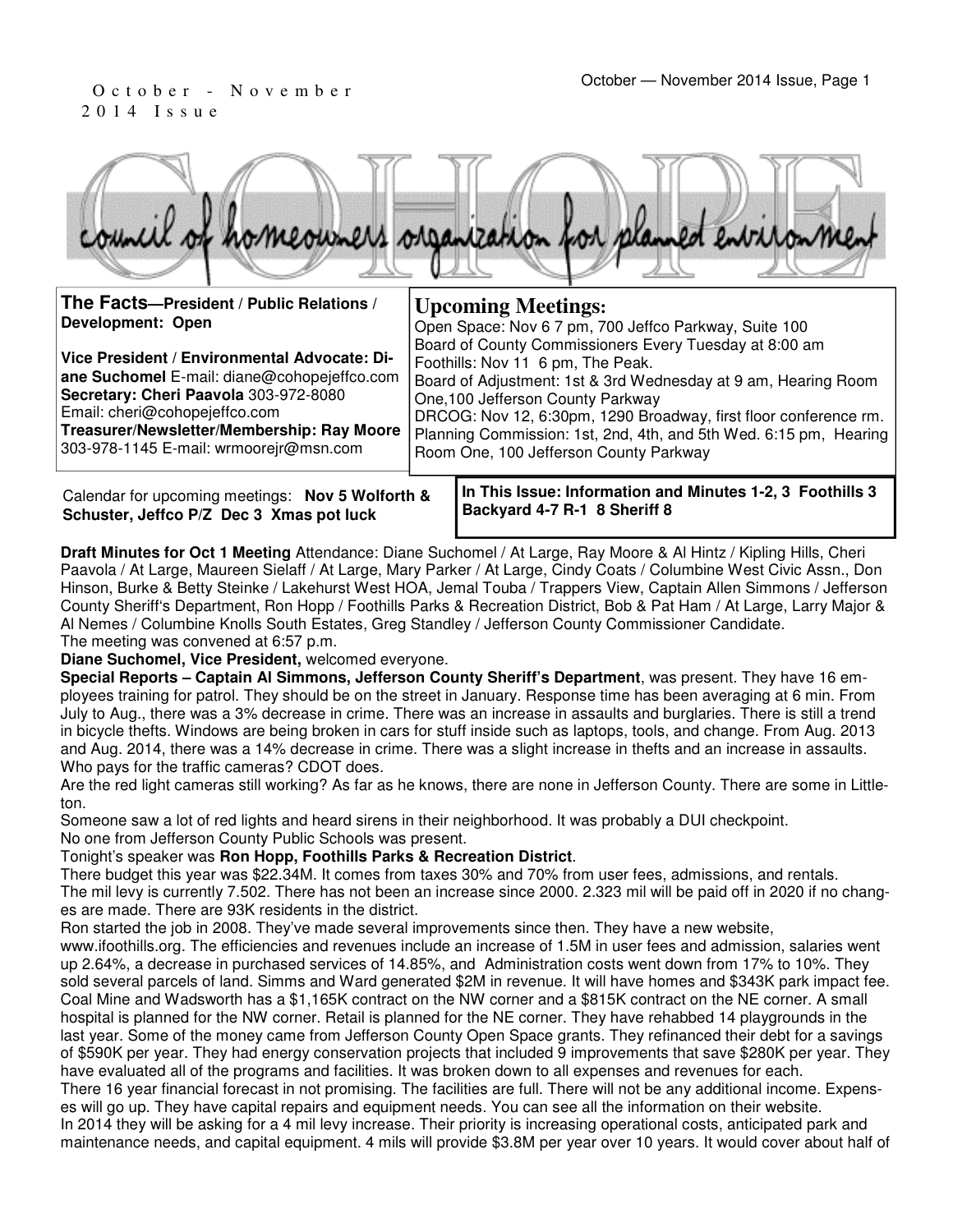October - November 2014 Issue

# COHOPE

council of homeowners organization for planned environment

**The Facts—President / Public Relations / Development: Open**

**Vice President / Environmental Advocate: Diane Suchomel** E-mail: diane@cohopejeffco.com
**Secretary: Cheri Paavola** 303-972-8080
Email: cheri@cohopejeffco.com
**Treasurer/Newsletter/Membership: Ray Moore** 303-978-1145 E-mail: wrmoorejr@msn.com

## Upcoming Meetings:

Open Space: Nov 6 7 pm, 700 Jeffco Parkway, Suite 100
Board of County Commissioners Every Tuesday at 8:00 am
Foothills: Nov 11 6 pm, The Peak.
Board of Adjustment: 1st & 3rd Wednesday at 9 am, Hearing Room One,100 Jefferson County Parkway
DRCOG: Nov 12, 6:30pm, 1290 Broadway, first floor conference rm.
Planning Commission: 1st, 2nd, 4th, and 5th Wed. 6:15 pm, Hearing Room One, 100 Jefferson County Parkway

Calendar for upcoming meetings: **Nov 5 Wolforth & Schuster, Jeffco P/Z Dec 3 Xmas pot luck**

**In This Issue: Information and Minutes 1-2, 3 Foothills 3 Backyard 4-7 R-1 8 Sheriff 8**

**Draft Minutes for Oct 1 Meeting** Attendance: Diane Suchomel / At Large, Ray Moore & Al Hintz / Kipling Hills, Cheri Paavola / At Large, Maureen Sielaff / At Large, Mary Parker / At Large, Cindy Coats / Columbine West Civic Assn., Don Hinson, Burke & Betty Steinke / Lakehurst West HOA, Jemal Touba / Trappers View, Captain Allen Simmons / Jefferson County Sheriff's Department, Ron Hopp / Foothills Parks & Recreation District, Bob & Pat Ham / At Large, Larry Major & Al Nemes / Columbine Knolls South Estates, Greg Standley / Jefferson County Commissioner Candidate.
The meeting was convened at 6:57 p.m.

**Diane Suchomel, Vice President,** welcomed everyone.

**Special Reports – Captain Al Simmons, Jefferson County Sheriff's Department**, was present. They have 16 employees training for patrol. They should be on the street in January. Response time has been averaging at 6 min. From July to Aug., there was a 3% decrease in crime. There was an increase in assaults and burglaries. There is still a trend in bicycle thefts. Windows are being broken in cars for stuff inside such as laptops, tools, and change. From Aug. 2013 and Aug. 2014, there was a 14% decrease in crime. There was a slight increase in thefts and an increase in assaults.
Who pays for the traffic cameras? CDOT does.
Are the red light cameras still working? As far as he knows, there are none in Jefferson County. There are some in Littleton.
Someone saw a lot of red lights and heard sirens in their neighborhood. It was probably a DUI checkpoint.
No one from Jefferson County Public Schools was present.
Tonight's speaker was **Ron Hopp, Foothills Parks & Recreation District**.
There budget this year was $22.34M. It comes from taxes 30% and 70% from user fees, admissions, and rentals.
The mil levy is currently 7.502. There has not been an increase since 2000. 2.323 mil will be paid off in 2020 if no changes are made. There are 93K residents in the district.
Ron started the job in 2008. They've made several improvements since then. They have a new website, www.ifoothills.org. The efficiencies and revenues include an increase of 1.5M in user fees and admission, salaries went up 2.64%, a decrease in purchased services of 14.85%, and Administration costs went down from 17% to 10%. They sold several parcels of land. Simms and Ward generated $2M in revenue. It will have homes and $343K park impact fee. Coal Mine and Wadsworth has a $1,165K contract on the NW corner and a $815K contract on the NE corner. A small hospital is planned for the NW corner. Retail is planned for the NE corner. They have rehabbed 14 playgrounds in the last year. Some of the money came from Jefferson County Open Space grants. They refinanced their debt for a savings of $590K per year. They had energy conservation projects that included 9 improvements that save $280K per year. They have evaluated all of the programs and facilities. It was broken down to all expenses and revenues for each.
There 16 year financial forecast in not promising. The facilities are full. There will not be any additional income. Expenses will go up. They have capital repairs and equipment needs. You can see all the information on their website.
In 2014 they will be asking for a 4 mil levy increase. Their priority is increasing operational costs, anticipated park and maintenance needs, and capital equipment. 4 mils will provide $3.8M per year over 10 years. It would cover about half of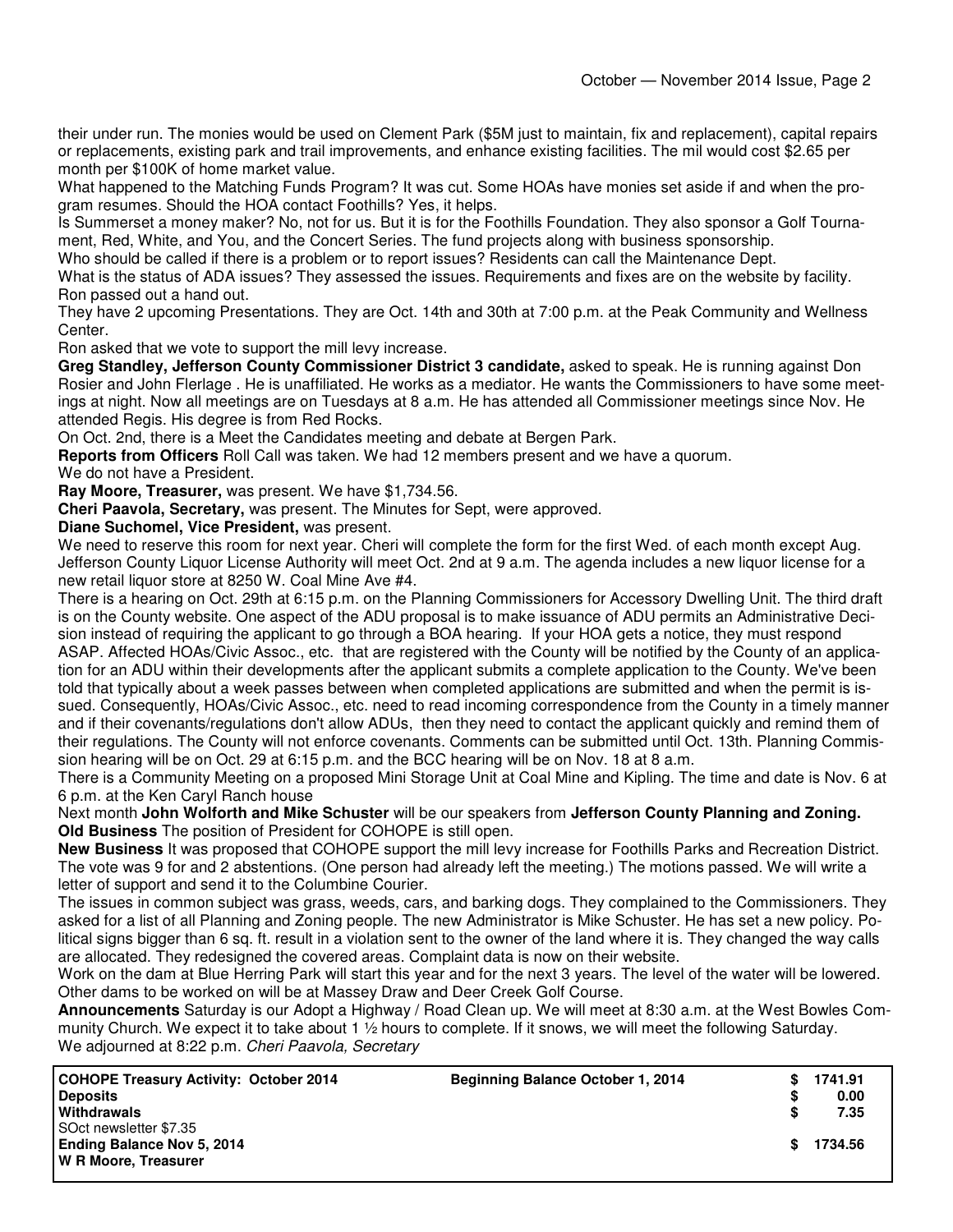their under run. The monies would be used on Clement Park ($5M just to maintain, fix and replacement), capital repairs or replacements, existing park and trail improvements, and enhance existing facilities. The mil would cost $2.65 per month per $100K of home market value.

What happened to the Matching Funds Program? It was cut. Some HOAs have monies set aside if and when the program resumes. Should the HOA contact Foothills? Yes, it helps.

Is Summerset a money maker? No, not for us. But it is for the Foothills Foundation. They also sponsor a Golf Tournament, Red, White, and You, and the Concert Series. The fund projects along with business sponsorship.

Who should be called if there is a problem or to report issues? Residents can call the Maintenance Dept.

What is the status of ADA issues? They assessed the issues. Requirements and fixes are on the website by facility. Ron passed out a hand out.

They have 2 upcoming Presentations. They are Oct. 14th and 30th at 7:00 p.m. at the Peak Community and Wellness Center.

Ron asked that we vote to support the mill levy increase.

**Greg Standley, Jefferson County Commissioner District 3 candidate,** asked to speak. He is running against Don Rosier and John Flerlage . He is unaffiliated. He works as a mediator. He wants the Commissioners to have some meetings at night. Now all meetings are on Tuesdays at 8 a.m. He has attended all Commissioner meetings since Nov. He attended Regis. His degree is from Red Rocks.

On Oct. 2nd, there is a Meet the Candidates meeting and debate at Bergen Park.

**Reports from Officers** Roll Call was taken. We had 12 members present and we have a quorum.

We do not have a President.

**Ray Moore, Treasurer,** was present. We have $1,734.56.

**Cheri Paavola, Secretary,** was present. The Minutes for Sept, were approved.

**Diane Suchomel, Vice President,** was present.

We need to reserve this room for next year. Cheri will complete the form for the first Wed. of each month except Aug.

Jefferson County Liquor License Authority will meet Oct. 2nd at 9 a.m. The agenda includes a new liquor license for a new retail liquor store at 8250 W. Coal Mine Ave #4.

There is a hearing on Oct. 29th at 6:15 p.m. on the Planning Commissioners for Accessory Dwelling Unit. The third draft is on the County website. One aspect of the ADU proposal is to make issuance of ADU permits an Administrative Decision instead of requiring the applicant to go through a BOA hearing. If your HOA gets a notice, they must respond ASAP. Affected HOAs/Civic Assoc., etc. that are registered with the County will be notified by the County of an application for an ADU within their developments after the applicant submits a complete application to the County. We've been told that typically about a week passes between when completed applications are submitted and when the permit is issued. Consequently, HOAs/Civic Assoc., etc. need to read incoming correspondence from the County in a timely manner and if their covenants/regulations don't allow ADUs, then they need to contact the applicant quickly and remind them of their regulations. The County will not enforce covenants. Comments can be submitted until Oct. 13th. Planning Commission hearing will be on Oct. 29 at 6:15 p.m. and the BCC hearing will be on Nov. 18 at 8 a.m.

There is a Community Meeting on a proposed Mini Storage Unit at Coal Mine and Kipling. The time and date is Nov. 6 at 6 p.m. at the Ken Caryl Ranch house

Next month **John Wolforth and Mike Schuster** will be our speakers from **Jefferson County Planning and Zoning.**

**Old Business** The position of President for COHOPE is still open.

**New Business** It was proposed that COHOPE support the mill levy increase for Foothills Parks and Recreation District. The vote was 9 for and 2 abstentions. (One person had already left the meeting.) The motions passed. We will write a letter of support and send it to the Columbine Courier.

The issues in common subject was grass, weeds, cars, and barking dogs. They complained to the Commissioners. They asked for a list of all Planning and Zoning people. The new Administrator is Mike Schuster. He has set a new policy. Political signs bigger than 6 sq. ft. result in a violation sent to the owner of the land where it is. They changed the way calls are allocated. They redesigned the covered areas. Complaint data is now on their website.

Work on the dam at Blue Herring Park will start this year and for the next 3 years. The level of the water will be lowered. Other dams to be worked on will be at Massey Draw and Deer Creek Golf Course.

**Announcements** Saturday is our Adopt a Highway / Road Clean up. We will meet at 8:30 a.m. at the West Bowles Community Church. We expect it to take about 1 ½ hours to complete. If it snows, we will meet the following Saturday.

We adjourned at 8:22 p.m. *Cheri Paavola, Secretary*

| **COHOPE Treasury Activity: October 2014** | **Beginning Balance October 1, 2014** | **$ 1741.91** |
|---|---|---|
| **Deposits** | | **$ 0.00** |
| **Withdrawals** | | **$ 7.35** |
| SOct newsletter $7.35 | | |
| **Ending Balance Nov 5, 2014** | | **$ 1734.56** |
| **W R Moore, Treasurer** | | |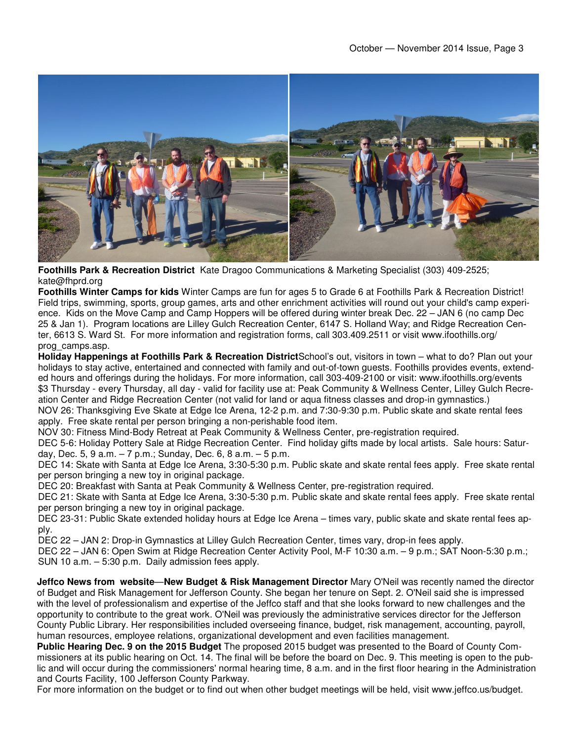**Foothills Park & Recreation District** Kate Dragoo Communications & Marketing Specialist (303) 409-2525; kate@fhprd.org

**Foothills Winter Camps for kids** Winter Camps are fun for ages 5 to Grade 6 at Foothills Park & Recreation District! Field trips, swimming, sports, group games, arts and other enrichment activities will round out your child's camp experience. Kids on the Move Camp and Camp Hoppers will be offered during winter break Dec. 22 – JAN 6 (no camp Dec 25 & Jan 1). Program locations are Lilley Gulch Recreation Center, 6147 S. Holland Way; and Ridge Recreation Center, 6613 S. Ward St. For more information and registration forms, call 303.409.2511 or visit www.ifoothills.org/prog_camps.asp.

**Holiday Happenings at Foothills Park & Recreation District** School's out, visitors in town – what to do? Plan out your holidays to stay active, entertained and connected with family and out-of-town guests. Foothills provides events, extended hours and offerings during the holidays. For more information, call 303-409-2100 or visit: www.ifoothills.org/events

$3 Thursday - every Thursday, all day - valid for facility use at: Peak Community & Wellness Center, Lilley Gulch Recreation Center and Ridge Recreation Center (not valid for land or aqua fitness classes and drop-in gymnastics.)

NOV 26: Thanksgiving Eve Skate at Edge Ice Arena, 12-2 p.m. and 7:30-9:30 p.m. Public skate and skate rental fees apply. Free skate rental per person bringing a non-perishable food item.

NOV 30: Fitness Mind-Body Retreat at Peak Community & Wellness Center, pre-registration required.

DEC 5-6: Holiday Pottery Sale at Ridge Recreation Center. Find holiday gifts made by local artists. Sale hours: Saturday, Dec. 5, 9 a.m. – 7 p.m.; Sunday, Dec. 6, 8 a.m. – 5 p.m.

DEC 14: Skate with Santa at Edge Ice Arena, 3:30-5:30 p.m. Public skate and skate rental fees apply. Free skate rental per person bringing a new toy in original package.

DEC 20: Breakfast with Santa at Peak Community & Wellness Center, pre-registration required.

DEC 21: Skate with Santa at Edge Ice Arena, 3:30-5:30 p.m. Public skate and skate rental fees apply. Free skate rental per person bringing a new toy in original package.

DEC 23-31: Public Skate extended holiday hours at Edge Ice Arena – times vary, public skate and skate rental fees apply.

DEC 22 – JAN 2: Drop-in Gymnastics at Lilley Gulch Recreation Center, times vary, drop-in fees apply.

DEC 22 – JAN 6: Open Swim at Ridge Recreation Center Activity Pool, M-F 10:30 a.m. – 9 p.m.; SAT Noon-5:30 p.m.; SUN 10 a.m. – 5:30 p.m. Daily admission fees apply.

**Jeffco News from website—New Budget & Risk Management Director** Mary O'Neil was recently named the director of Budget and Risk Management for Jefferson County. She began her tenure on Sept. 2. O'Neil said she is impressed with the level of professionalism and expertise of the Jeffco staff and that she looks forward to new challenges and the opportunity to contribute to the great work. O'Neil was previously the administrative services director for the Jefferson County Public Library. Her responsibilities included overseeing finance, budget, risk management, accounting, payroll, human resources, employee relations, organizational development and even facilities management.

**Public Hearing Dec. 9 on the 2015 Budget** The proposed 2015 budget was presented to the Board of County Commissioners at its public hearing on Oct. 14. The final will be before the board on Dec. 9. This meeting is open to the public and will occur during the commissioners' normal hearing time, 8 a.m. and in the first floor hearing in the Administration and Courts Facility, 100 Jefferson County Parkway.

For more information on the budget or to find out when other budget meetings will be held, visit www.jeffco.us/budget.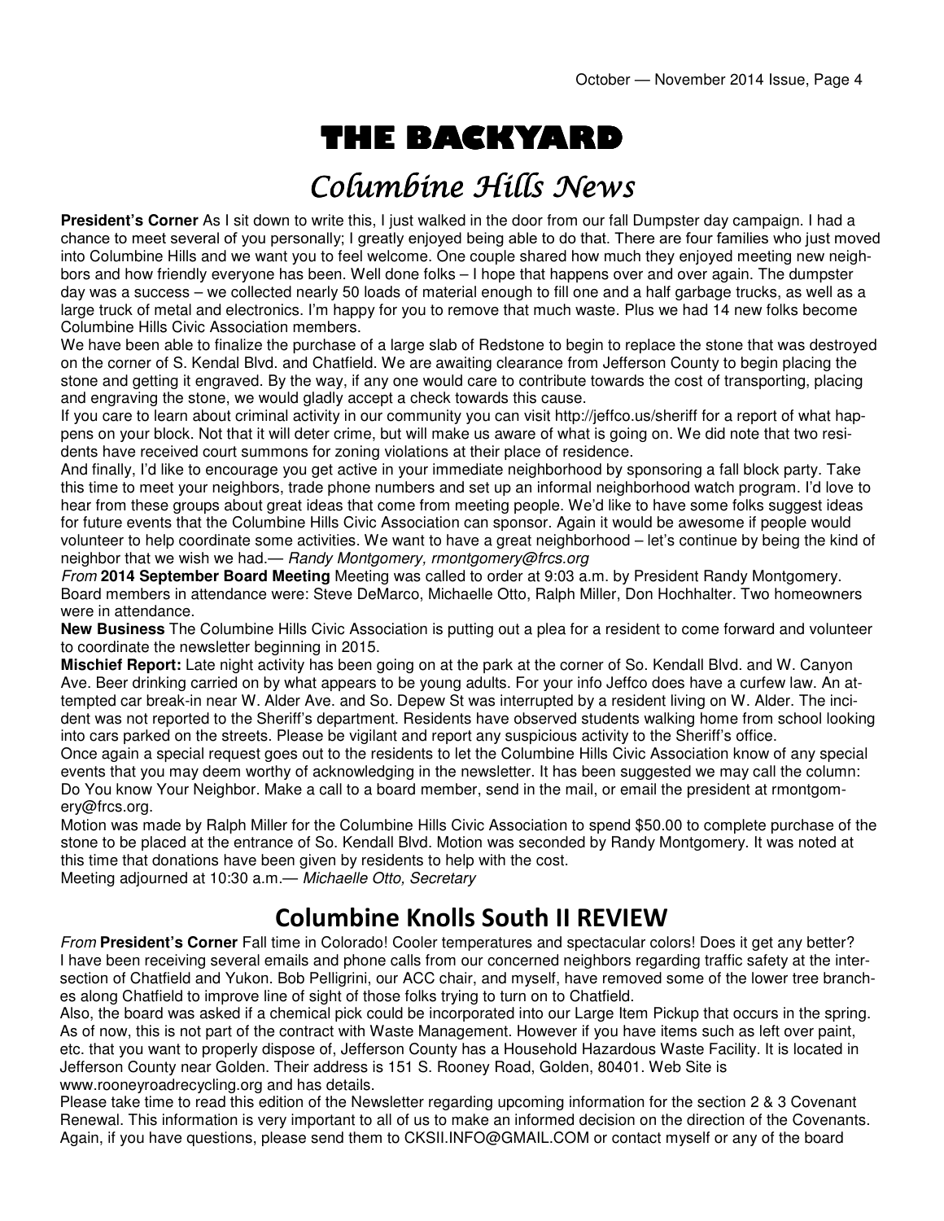# THE BACKYARD

## Columbine Hills News

**President's Corner** As I sit down to write this, I just walked in the door from our fall Dumpster day campaign. I had a chance to meet several of you personally; I greatly enjoyed being able to do that. There are four families who just moved into Columbine Hills and we want you to feel welcome. One couple shared how much they enjoyed meeting new neighbors and how friendly everyone has been. Well done folks – I hope that happens over and over again. The dumpster day was a success – we collected nearly 50 loads of material enough to fill one and a half garbage trucks, as well as a large truck of metal and electronics. I'm happy for you to remove that much waste. Plus we had 14 new folks become Columbine Hills Civic Association members.

We have been able to finalize the purchase of a large slab of Redstone to begin to replace the stone that was destroyed on the corner of S. Kendal Blvd. and Chatfield. We are awaiting clearance from Jefferson County to begin placing the stone and getting it engraved. By the way, if any one would care to contribute towards the cost of transporting, placing and engraving the stone, we would gladly accept a check towards this cause.

If you care to learn about criminal activity in our community you can visit http://jeffco.us/sheriff for a report of what happens on your block. Not that it will deter crime, but will make us aware of what is going on. We did note that two residents have received court summons for zoning violations at their place of residence.

And finally, I'd like to encourage you get active in your immediate neighborhood by sponsoring a fall block party. Take this time to meet your neighbors, trade phone numbers and set up an informal neighborhood watch program. I'd love to hear from these groups about great ideas that come from meeting people. We'd like to have some folks suggest ideas for future events that the Columbine Hills Civic Association can sponsor. Again it would be awesome if people would volunteer to help coordinate some activities. We want to have a great neighborhood – let's continue by being the kind of neighbor that we wish we had.— *Randy Montgomery, rmontgomery@frcs.org*

*From* **2014 September Board Meeting** Meeting was called to order at 9:03 a.m. by President Randy Montgomery. Board members in attendance were: Steve DeMarco, Michaelle Otto, Ralph Miller, Don Hochhalter. Two homeowners were in attendance.

**New Business** The Columbine Hills Civic Association is putting out a plea for a resident to come forward and volunteer to coordinate the newsletter beginning in 2015.

**Mischief Report:** Late night activity has been going on at the park at the corner of So. Kendall Blvd. and W. Canyon Ave. Beer drinking carried on by what appears to be young adults. For your info Jeffco does have a curfew law. An attempted car break-in near W. Alder Ave. and So. Depew St was interrupted by a resident living on W. Alder. The incident was not reported to the Sheriff's department. Residents have observed students walking home from school looking into cars parked on the streets. Please be vigilant and report any suspicious activity to the Sheriff's office.

Once again a special request goes out to the residents to let the Columbine Hills Civic Association know of any special events that you may deem worthy of acknowledging in the newsletter. It has been suggested we may call the column: Do You know Your Neighbor. Make a call to a board member, send in the mail, or email the president at rmontgomery@frcs.org.

Motion was made by Ralph Miller for the Columbine Hills Civic Association to spend $50.00 to complete purchase of the stone to be placed at the entrance of So. Kendall Blvd. Motion was seconded by Randy Montgomery. It was noted at this time that donations have been given by residents to help with the cost.

Meeting adjourned at 10:30 a.m.— *Michaelle Otto, Secretary*

## Columbine Knolls South II REVIEW

*From* **President's Corner** Fall time in Colorado! Cooler temperatures and spectacular colors! Does it get any better? I have been receiving several emails and phone calls from our concerned neighbors regarding traffic safety at the intersection of Chatfield and Yukon. Bob Pelligrini, our ACC chair, and myself, have removed some of the lower tree branches along Chatfield to improve line of sight of those folks trying to turn on to Chatfield.

Also, the board was asked if a chemical pick could be incorporated into our Large Item Pickup that occurs in the spring. As of now, this is not part of the contract with Waste Management. However if you have items such as left over paint, etc. that you want to properly dispose of, Jefferson County has a Household Hazardous Waste Facility. It is located in Jefferson County near Golden. Their address is 151 S. Rooney Road, Golden, 80401. Web Site is www.rooneyroadrecycling.org and has details.

Please take time to read this edition of the Newsletter regarding upcoming information for the section 2 & 3 Covenant Renewal. This information is very important to all of us to make an informed decision on the direction of the Covenants. Again, if you have questions, please send them to CKSII.INFO@GMAIL.COM or contact myself or any of the board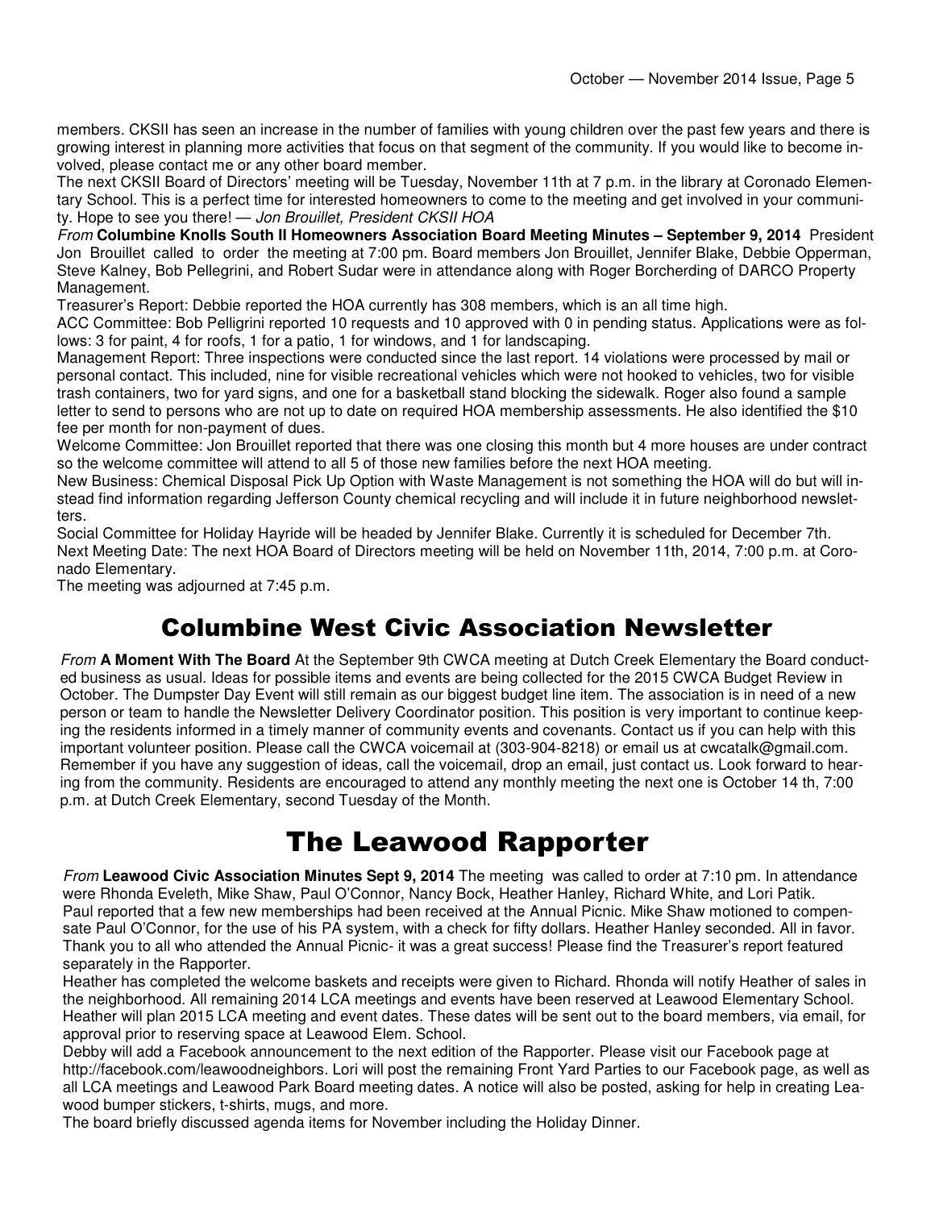members. CKSII has seen an increase in the number of families with young children over the past few years and there is growing interest in planning more activities that focus on that segment of the community. If you would like to become involved, please contact me or any other board member.

The next CKSII Board of Directors' meeting will be Tuesday, November 11th at 7 p.m. in the library at Coronado Elementary School. This is a perfect time for interested homeowners to come to the meeting and get involved in your community. Hope to see you there! — *Jon Brouillet, President CKSII HOA*

*From* **Columbine Knolls South II Homeowners Association Board Meeting Minutes – September 9, 2014** President Jon Brouillet called to order the meeting at 7:00 pm. Board members Jon Brouillet, Jennifer Blake, Debbie Opperman, Steve Kalney, Bob Pellegrini, and Robert Sudar were in attendance along with Roger Borcherding of DARCO Property Management.

Treasurer's Report: Debbie reported the HOA currently has 308 members, which is an all time high.

ACC Committee: Bob Pelligrini reported 10 requests and 10 approved with 0 in pending status. Applications were as follows: 3 for paint, 4 for roofs, 1 for a patio, 1 for windows, and 1 for landscaping.

Management Report: Three inspections were conducted since the last report. 14 violations were processed by mail or personal contact. This included, nine for visible recreational vehicles which were not hooked to vehicles, two for visible trash containers, two for yard signs, and one for a basketball stand blocking the sidewalk. Roger also found a sample letter to send to persons who are not up to date on required HOA membership assessments. He also identified the $10 fee per month for non-payment of dues.

Welcome Committee: Jon Brouillet reported that there was one closing this month but 4 more houses are under contract so the welcome committee will attend to all 5 of those new families before the next HOA meeting.

New Business: Chemical Disposal Pick Up Option with Waste Management is not something the HOA will do but will instead find information regarding Jefferson County chemical recycling and will include it in future neighborhood newsletters.

Social Committee for Holiday Hayride will be headed by Jennifer Blake. Currently it is scheduled for December 7th.

Next Meeting Date: The next HOA Board of Directors meeting will be held on November 11th, 2014, 7:00 p.m. at Coronado Elementary.

The meeting was adjourned at 7:45 p.m.

# Columbine West Civic Association Newsletter

*From* **A Moment With The Board** At the September 9th CWCA meeting at Dutch Creek Elementary the Board conducted business as usual. Ideas for possible items and events are being collected for the 2015 CWCA Budget Review in October. The Dumpster Day Event will still remain as our biggest budget line item. The association is in need of a new person or team to handle the Newsletter Delivery Coordinator position. This position is very important to continue keeping the residents informed in a timely manner of community events and covenants. Contact us if you can help with this important volunteer position. Please call the CWCA voicemail at (303-904-8218) or email us at cwcatalk@gmail.com. Remember if you have any suggestion of ideas, call the voicemail, drop an email, just contact us. Look forward to hearing from the community. Residents are encouraged to attend any monthly meeting the next one is October 14 th, 7:00 p.m. at Dutch Creek Elementary, second Tuesday of the Month.

# The Leawood Rapporter

*From* **Leawood Civic Association Minutes Sept 9, 2014** The meeting was called to order at 7:10 pm. In attendance were Rhonda Eveleth, Mike Shaw, Paul O'Connor, Nancy Bock, Heather Hanley, Richard White, and Lori Patik.

Paul reported that a few new memberships had been received at the Annual Picnic. Mike Shaw motioned to compensate Paul O'Connor, for the use of his PA system, with a check for fifty dollars. Heather Hanley seconded. All in favor. Thank you to all who attended the Annual Picnic- it was a great success! Please find the Treasurer's report featured separately in the Rapporter.

Heather has completed the welcome baskets and receipts were given to Richard. Rhonda will notify Heather of sales in the neighborhood. All remaining 2014 LCA meetings and events have been reserved at Leawood Elementary School. Heather will plan 2015 LCA meeting and event dates. These dates will be sent out to the board members, via email, for approval prior to reserving space at Leawood Elem. School.

Debby will add a Facebook announcement to the next edition of the Rapporter. Please visit our Facebook page at http://facebook.com/leawoodneighbors. Lori will post the remaining Front Yard Parties to our Facebook page, as well as all LCA meetings and Leawood Park Board meeting dates. A notice will also be posted, asking for help in creating Leawood bumper stickers, t-shirts, mugs, and more.

The board briefly discussed agenda items for November including the Holiday Dinner.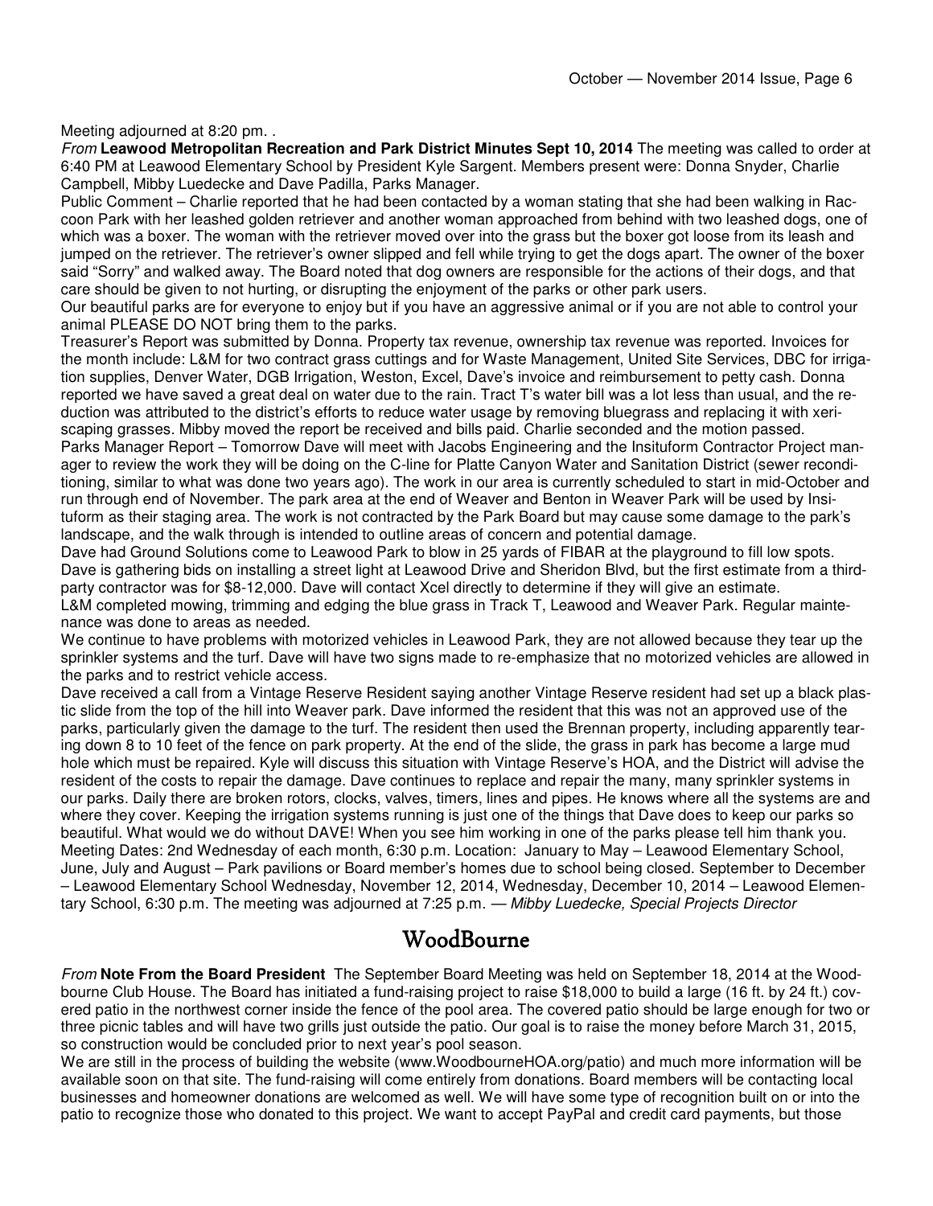Meeting adjourned at 8:20 pm. .

*From* **Leawood Metropolitan Recreation and Park District Minutes Sept 10, 2014** The meeting was called to order at 6:40 PM at Leawood Elementary School by President Kyle Sargent. Members present were: Donna Snyder, Charlie Campbell, Mibby Luedecke and Dave Padilla, Parks Manager.

Public Comment – Charlie reported that he had been contacted by a woman stating that she had been walking in Raccoon Park with her leashed golden retriever and another woman approached from behind with two leashed dogs, one of which was a boxer. The woman with the retriever moved over into the grass but the boxer got loose from its leash and jumped on the retriever. The retriever's owner slipped and fell while trying to get the dogs apart. The owner of the boxer said "Sorry" and walked away. The Board noted that dog owners are responsible for the actions of their dogs, and that care should be given to not hurting, or disrupting the enjoyment of the parks or other park users.

Our beautiful parks are for everyone to enjoy but if you have an aggressive animal or if you are not able to control your animal PLEASE DO NOT bring them to the parks.

Treasurer's Report was submitted by Donna. Property tax revenue, ownership tax revenue was reported. Invoices for the month include: L&M for two contract grass cuttings and for Waste Management, United Site Services, DBC for irrigation supplies, Denver Water, DGB Irrigation, Weston, Excel, Dave's invoice and reimbursement to petty cash. Donna reported we have saved a great deal on water due to the rain. Tract T's water bill was a lot less than usual, and the reduction was attributed to the district's efforts to reduce water usage by removing bluegrass and replacing it with xeriscaping grasses. Mibby moved the report be received and bills paid. Charlie seconded and the motion passed.

Parks Manager Report – Tomorrow Dave will meet with Jacobs Engineering and the Insituform Contractor Project manager to review the work they will be doing on the C-line for Platte Canyon Water and Sanitation District (sewer reconditioning, similar to what was done two years ago). The work in our area is currently scheduled to start in mid-October and run through end of November. The park area at the end of Weaver and Benton in Weaver Park will be used by Insituform as their staging area. The work is not contracted by the Park Board but may cause some damage to the park's landscape, and the walk through is intended to outline areas of concern and potential damage.

Dave had Ground Solutions come to Leawood Park to blow in 25 yards of FIBAR at the playground to fill low spots. Dave is gathering bids on installing a street light at Leawood Drive and Sheridon Blvd, but the first estimate from a third-party contractor was for $8-12,000. Dave will contact Xcel directly to determine if they will give an estimate.

L&M completed mowing, trimming and edging the blue grass in Track T, Leawood and Weaver Park. Regular maintenance was done to areas as needed.

We continue to have problems with motorized vehicles in Leawood Park, they are not allowed because they tear up the sprinkler systems and the turf. Dave will have two signs made to re-emphasize that no motorized vehicles are allowed in the parks and to restrict vehicle access.

Dave received a call from a Vintage Reserve Resident saying another Vintage Reserve resident had set up a black plastic slide from the top of the hill into Weaver park. Dave informed the resident that this was not an approved use of the parks, particularly given the damage to the turf. The resident then used the Brennan property, including apparently tearing down 8 to 10 feet of the fence on park property. At the end of the slide, the grass in park has become a large mud hole which must be repaired. Kyle will discuss this situation with Vintage Reserve's HOA, and the District will advise the resident of the costs to repair the damage. Dave continues to replace and repair the many, many sprinkler systems in our parks. Daily there are broken rotors, clocks, valves, timers, lines and pipes. He knows where all the systems are and where they cover. Keeping the irrigation systems running is just one of the things that Dave does to keep our parks so beautiful. What would we do without DAVE! When you see him working in one of the parks please tell him thank you.

Meeting Dates: 2nd Wednesday of each month, 6:30 p.m. Location: January to May – Leawood Elementary School, June, July and August – Park pavilions or Board member's homes due to school being closed. September to December – Leawood Elementary School Wednesday, November 12, 2014, Wednesday, December 10, 2014 – Leawood Elementary School, 6:30 p.m. The meeting was adjourned at 7:25 p.m. — *Mibby Luedecke, Special Projects Director*

## WoodBourne

*From* **Note From the Board President** The September Board Meeting was held on September 18, 2014 at the Woodbourne Club House. The Board has initiated a fund-raising project to raise $18,000 to build a large (16 ft. by 24 ft.) covered patio in the northwest corner inside the fence of the pool area. The covered patio should be large enough for two or three picnic tables and will have two grills just outside the patio. Our goal is to raise the money before March 31, 2015, so construction would be concluded prior to next year's pool season.

We are still in the process of building the website (www.WoodbourneHOA.org/patio) and much more information will be available soon on that site. The fund-raising will come entirely from donations. Board members will be contacting local businesses and homeowner donations are welcomed as well. We will have some type of recognition built on or into the patio to recognize those who donated to this project. We want to accept PayPal and credit card payments, but those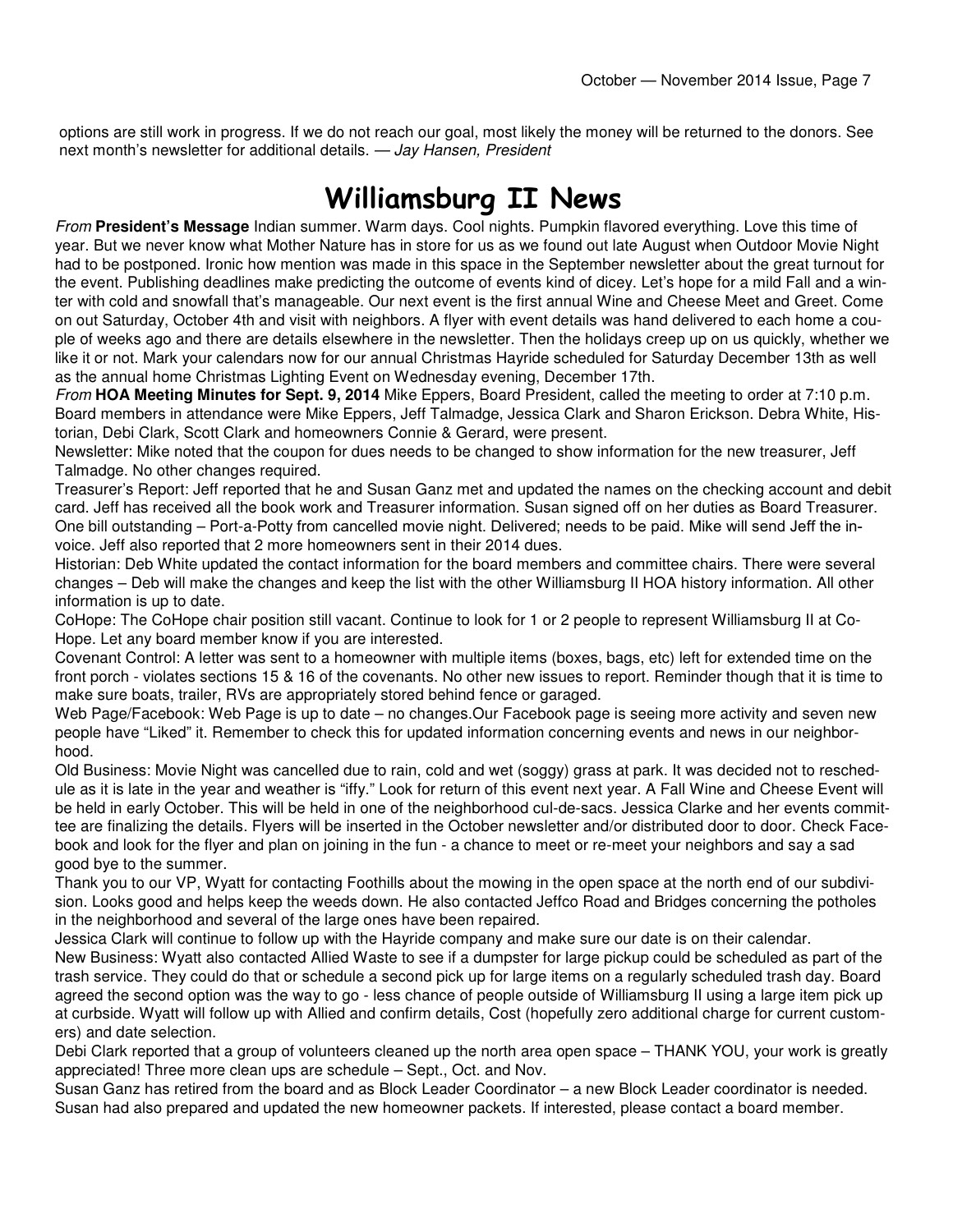options are still work in progress. If we do not reach our goal, most likely the money will be returned to the donors. See next month's newsletter for additional details. — *Jay Hansen, President*

# Williamsburg II News

*From* **President's Message** Indian summer. Warm days. Cool nights. Pumpkin flavored everything. Love this time of year. But we never know what Mother Nature has in store for us as we found out late August when Outdoor Movie Night had to be postponed. Ironic how mention was made in this space in the September newsletter about the great turnout for the event. Publishing deadlines make predicting the outcome of events kind of dicey. Let's hope for a mild Fall and a winter with cold and snowfall that's manageable. Our next event is the first annual Wine and Cheese Meet and Greet. Come on out Saturday, October 4th and visit with neighbors. A flyer with event details was hand delivered to each home a couple of weeks ago and there are details elsewhere in the newsletter. Then the holidays creep up on us quickly, whether we like it or not. Mark your calendars now for our annual Christmas Hayride scheduled for Saturday December 13th as well as the annual home Christmas Lighting Event on Wednesday evening, December 17th.

*From* **HOA Meeting Minutes for Sept. 9, 2014** Mike Eppers, Board President, called the meeting to order at 7:10 p.m. Board members in attendance were Mike Eppers, Jeff Talmadge, Jessica Clark and Sharon Erickson. Debra White, Historian, Debi Clark, Scott Clark and homeowners Connie & Gerard, were present.

Newsletter: Mike noted that the coupon for dues needs to be changed to show information for the new treasurer, Jeff Talmadge. No other changes required.

Treasurer's Report: Jeff reported that he and Susan Ganz met and updated the names on the checking account and debit card. Jeff has received all the book work and Treasurer information. Susan signed off on her duties as Board Treasurer. One bill outstanding – Port-a-Potty from cancelled movie night. Delivered; needs to be paid. Mike will send Jeff the invoice. Jeff also reported that 2 more homeowners sent in their 2014 dues.

Historian: Deb White updated the contact information for the board members and committee chairs. There were several changes – Deb will make the changes and keep the list with the other Williamsburg II HOA history information. All other information is up to date.

CoHope: The CoHope chair position still vacant. Continue to look for 1 or 2 people to represent Williamsburg II at CoHope. Let any board member know if you are interested.

Covenant Control: A letter was sent to a homeowner with multiple items (boxes, bags, etc) left for extended time on the front porch - violates sections 15 & 16 of the covenants. No other new issues to report. Reminder though that it is time to make sure boats, trailer, RVs are appropriately stored behind fence or garaged.

Web Page/Facebook: Web Page is up to date – no changes.Our Facebook page is seeing more activity and seven new people have "Liked" it. Remember to check this for updated information concerning events and news in our neighborhood.

Old Business: Movie Night was cancelled due to rain, cold and wet (soggy) grass at park. It was decided not to reschedule as it is late in the year and weather is "iffy." Look for return of this event next year. A Fall Wine and Cheese Event will be held in early October. This will be held in one of the neighborhood cul-de-sacs. Jessica Clarke and her events committee are finalizing the details. Flyers will be inserted in the October newsletter and/or distributed door to door. Check Facebook and look for the flyer and plan on joining in the fun - a chance to meet or re-meet your neighbors and say a sad good bye to the summer.

Thank you to our VP, Wyatt for contacting Foothills about the mowing in the open space at the north end of our subdivision. Looks good and helps keep the weeds down. He also contacted Jeffco Road and Bridges concerning the potholes in the neighborhood and several of the large ones have been repaired.

Jessica Clark will continue to follow up with the Hayride company and make sure our date is on their calendar.

New Business: Wyatt also contacted Allied Waste to see if a dumpster for large pickup could be scheduled as part of the trash service. They could do that or schedule a second pick up for large items on a regularly scheduled trash day. Board agreed the second option was the way to go - less chance of people outside of Williamsburg II using a large item pick up at curbside. Wyatt will follow up with Allied and confirm details, Cost (hopefully zero additional charge for current customers) and date selection.

Debi Clark reported that a group of volunteers cleaned up the north area open space – THANK YOU, your work is greatly appreciated! Three more clean ups are schedule – Sept., Oct. and Nov.

Susan Ganz has retired from the board and as Block Leader Coordinator – a new Block Leader coordinator is needed. Susan had also prepared and updated the new homeowner packets. If interested, please contact a board member.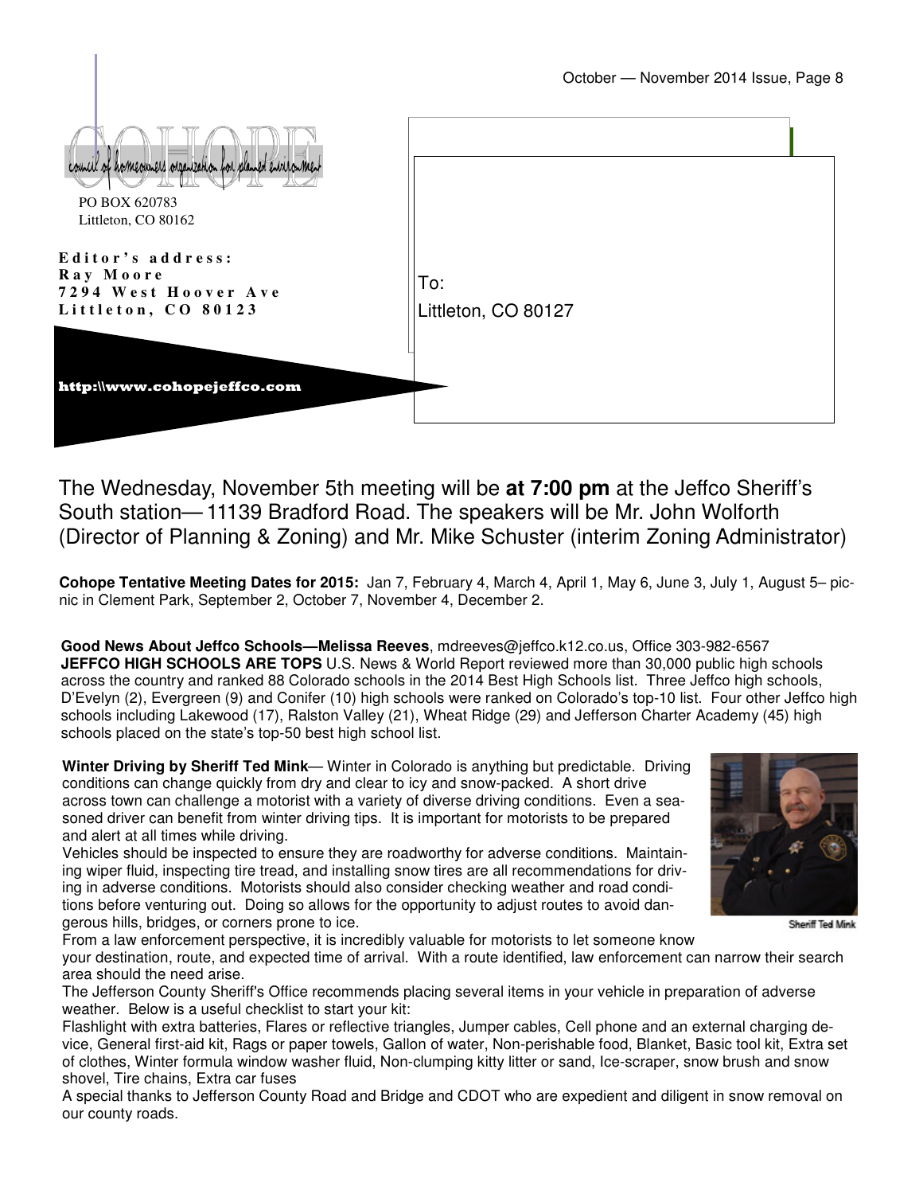COHOPE

council of homeowners organization for planned environment

PO BOX 620783
Littleton, CO 80162

**Editor's address:**
**Ray Moore**
**7294 West Hoover Ave**
**Littleton, CO 80123**

**http:\\www.cohopejeffco.com**

To:
Littleton, CO 80127

The Wednesday, November 5th meeting will be **at 7:00 pm** at the Jeffco Sheriff's South station— 11139 Bradford Road. The speakers will be Mr. John Wolforth (Director of Planning & Zoning) and Mr. Mike Schuster (interim Zoning Administrator)

**Cohope Tentative Meeting Dates for 2015:** Jan 7, February 4, March 4, April 1, May 6, June 3, July 1, August 5– picnic in Clement Park, September 2, October 7, November 4, December 2.

**Good News About Jeffco Schools—Melissa Reeves**, mdreeves@jeffco.k12.co.us, Office 303-982-6567
**JEFFCO HIGH SCHOOLS ARE TOPS** U.S. News & World Report reviewed more than 30,000 public high schools across the country and ranked 88 Colorado schools in the 2014 Best High Schools list. Three Jeffco high schools, D'Evelyn (2), Evergreen (9) and Conifer (10) high schools were ranked on Colorado's top-10 list. Four other Jeffco high schools including Lakewood (17), Ralston Valley (21), Wheat Ridge (29) and Jefferson Charter Academy (45) high schools placed on the state's top-50 best high school list.

**Winter Driving by Sheriff Ted Mink**— Winter in Colorado is anything but predictable. Driving conditions can change quickly from dry and clear to icy and snow-packed. A short drive across town can challenge a motorist with a variety of diverse driving conditions. Even a seasoned driver can benefit from winter driving tips. It is important for motorists to be prepared and alert at all times while driving.

Sheriff Ted Mink

Vehicles should be inspected to ensure they are roadworthy for adverse conditions. Maintaining wiper fluid, inspecting tire tread, and installing snow tires are all recommendations for driving in adverse conditions. Motorists should also consider checking weather and road conditions before venturing out. Doing so allows for the opportunity to adjust routes to avoid dangerous hills, bridges, or corners prone to ice.

From a law enforcement perspective, it is incredibly valuable for motorists to let someone know your destination, route, and expected time of arrival. With a route identified, law enforcement can narrow their search area should the need arise.

The Jefferson County Sheriff's Office recommends placing several items in your vehicle in preparation of adverse weather. Below is a useful checklist to start your kit:

Flashlight with extra batteries, Flares or reflective triangles, Jumper cables, Cell phone and an external charging device, General first-aid kit, Rags or paper towels, Gallon of water, Non-perishable food, Blanket, Basic tool kit, Extra set of clothes, Winter formula window washer fluid, Non-clumping kitty litter or sand, Ice-scraper, snow brush and snow shovel, Tire chains, Extra car fuses

A special thanks to Jefferson County Road and Bridge and CDOT who are expedient and diligent in snow removal on our county roads.